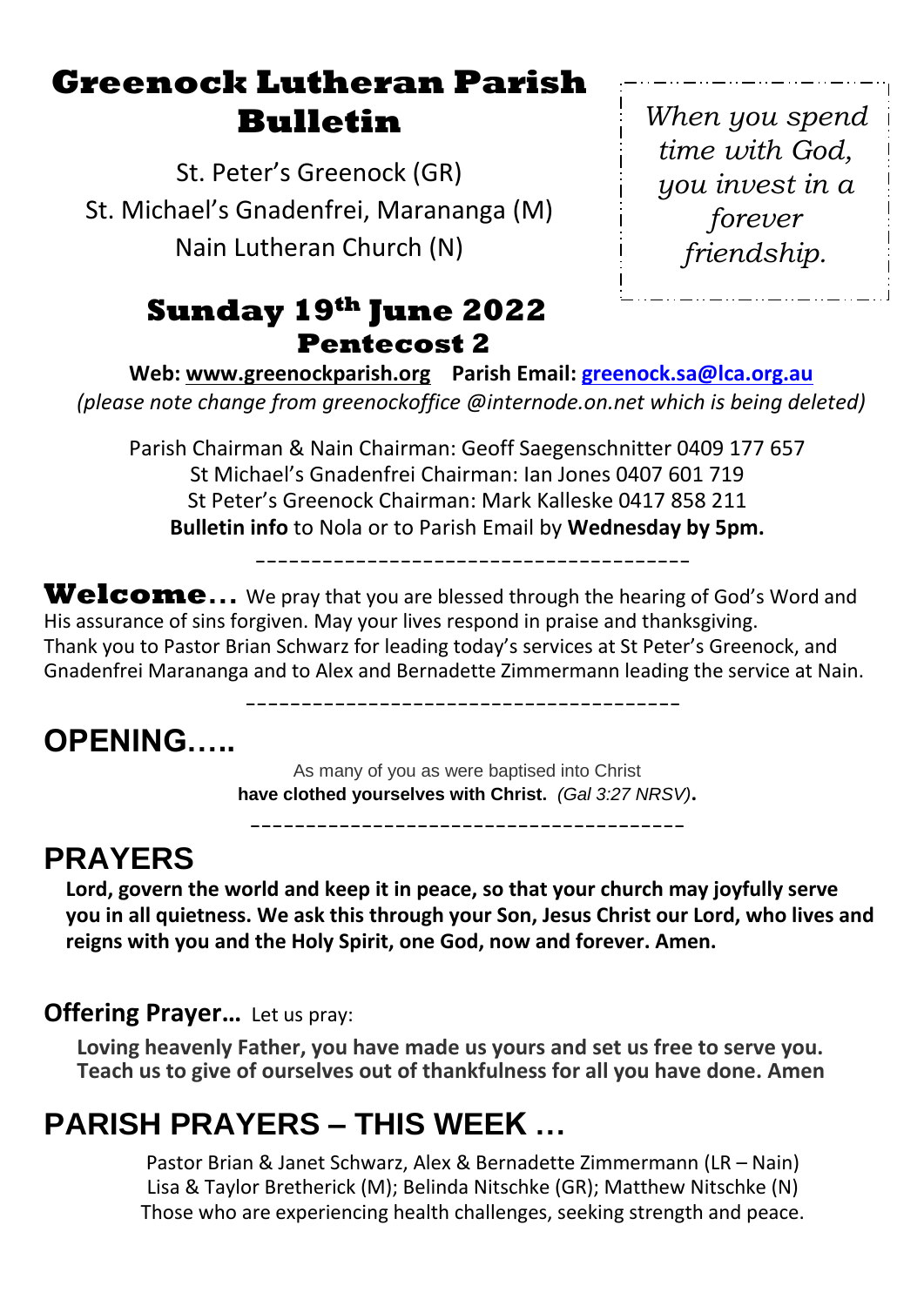# Greenock Lutheran Parish Bulletin

St. Peter's Greenock (GR)
St. Michael's Gnadenfrei, Marananga (M)
Nain Lutheran Church (N)

*When you spend time with God, you invest in a forever friendship.*

## Sunday 19th June 2022
### Pentecost 2

**Web: www.greenockparish.org** **Parish Email: greenock.sa@lca.org.au**
*(please note change from greenockoffice @internode.on.net which is being deleted)*

Parish Chairman & Nain Chairman: Geoff Saegenschnitter 0409 177 657
St Michael's Gnadenfrei Chairman: Ian Jones 0407 601 719
St Peter's Greenock Chairman: Mark Kalleske 0417 858 211
**Bulletin info** to Nola or to Parish Email by **Wednesday by 5pm.**

---

**Welcome…** We pray that you are blessed through the hearing of God's Word and His assurance of sins forgiven. May your lives respond in praise and thanksgiving. Thank you to Pastor Brian Schwarz for leading today's services at St Peter's Greenock, and Gnadenfrei Marananga and to Alex and Bernadette Zimmermann leading the service at Nain.

---

## OPENING…..

As many of you as were baptised into Christ
**have clothed yourselves with Christ.** *(Gal 3:27 NRSV)*.

---

## PRAYERS

**Lord, govern the world and keep it in peace, so that your church may joyfully serve you in all quietness. We ask this through your Son, Jesus Christ our Lord, who lives and reigns with you and the Holy Spirit, one God, now and forever. Amen.**

**Offering Prayer…** Let us pray:

**Loving heavenly Father, you have made us yours and set us free to serve you. Teach us to give of ourselves out of thankfulness for all you have done. Amen**

## PARISH PRAYERS – THIS WEEK …

Pastor Brian & Janet Schwarz, Alex & Bernadette Zimmermann (LR – Nain)
Lisa & Taylor Bretherick (M); Belinda Nitschke (GR); Matthew Nitschke (N)
Those who are experiencing health challenges, seeking strength and peace.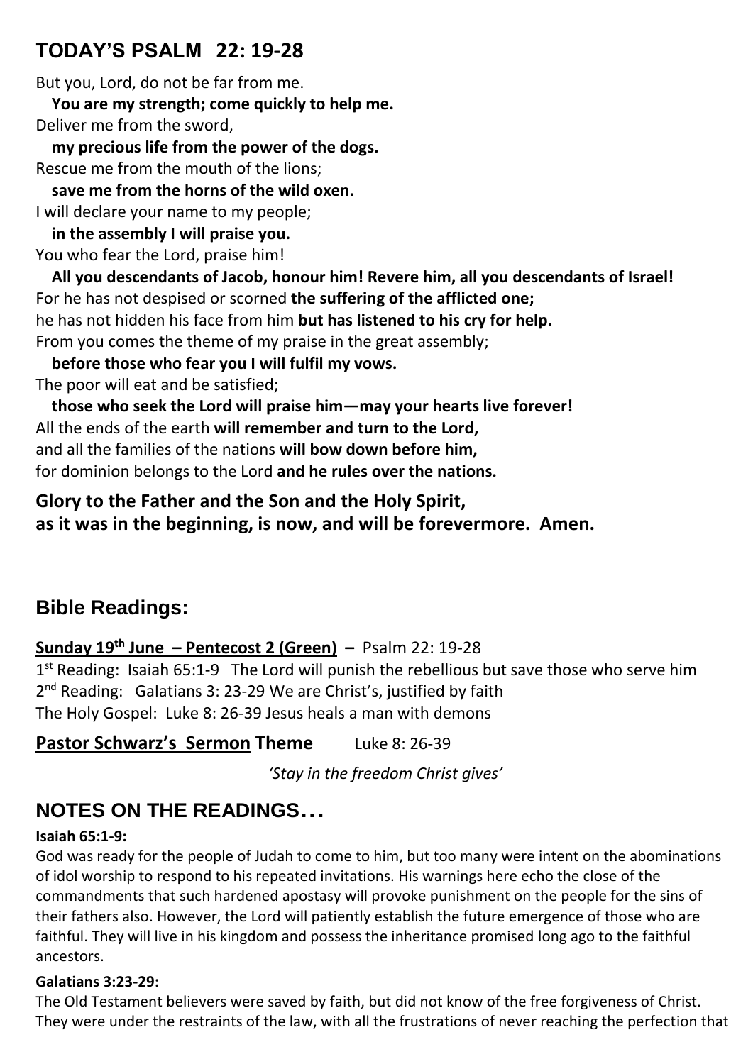## TODAY'S PSALM 22: 19-28

But you, Lord, do not be far from me.
**You are my strength; come quickly to help me.**
Deliver me from the sword,
**my precious life from the power of the dogs.**
Rescue me from the mouth of the lions;
**save me from the horns of the wild oxen.**
I will declare your name to my people;
**in the assembly I will praise you.**
You who fear the Lord, praise him!
**All you descendants of Jacob, honour him! Revere him, all you descendants of Israel!**
For he has not despised or scorned **the suffering of the afflicted one;**
he has not hidden his face from him **but has listened to his cry for help.**
From you comes the theme of my praise in the great assembly;
**before those who fear you I will fulfil my vows.**
The poor will eat and be satisfied;
**those who seek the Lord will praise him—may your hearts live forever!**
All the ends of the earth **will remember and turn to the Lord,**
and all the families of the nations **will bow down before him,**
for dominion belongs to the Lord **and he rules over the nations.**

**Glory to the Father and the Son and the Holy Spirit,**
**as it was in the beginning, is now, and will be forevermore. Amen.**

## Bible Readings:

**Sunday 19th June – Pentecost 2 (Green) –** Psalm 22: 19-28
1st Reading: Isaiah 65:1-9 The Lord will punish the rebellious but save those who serve him
2nd Reading: Galatians 3: 23-29 We are Christ's, justified by faith
The Holy Gospel: Luke 8: 26-39 Jesus heals a man with demons

**Pastor Schwarz's Sermon Theme** Luke 8: 26-39

*'Stay in the freedom Christ gives'*

## NOTES ON THE READINGS…

**Isaiah 65:1-9:**
God was ready for the people of Judah to come to him, but too many were intent on the abominations of idol worship to respond to his repeated invitations. His warnings here echo the close of the commandments that such hardened apostasy will provoke punishment on the people for the sins of their fathers also. However, the Lord will patiently establish the future emergence of those who are faithful. They will live in his kingdom and possess the inheritance promised long ago to the faithful ancestors.

**Galatians 3:23-29:**
The Old Testament believers were saved by faith, but did not know of the free forgiveness of Christ. They were under the restraints of the law, with all the frustrations of never reaching the perfection that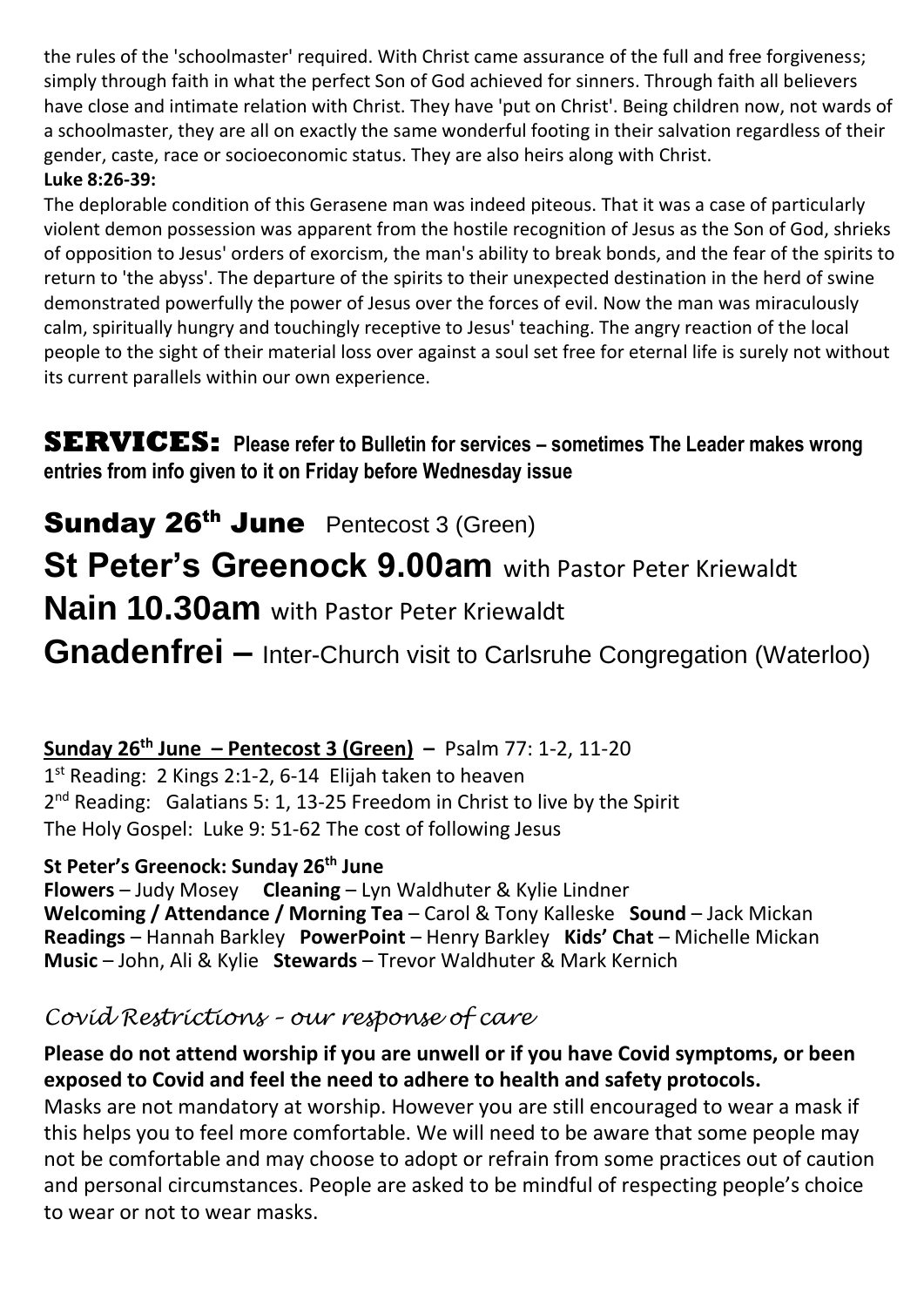the rules of the 'schoolmaster' required. With Christ came assurance of the full and free forgiveness; simply through faith in what the perfect Son of God achieved for sinners. Through faith all believers have close and intimate relation with Christ. They have 'put on Christ'. Being children now, not wards of a schoolmaster, they are all on exactly the same wonderful footing in their salvation regardless of their gender, caste, race or socioeconomic status. They are also heirs along with Christ.

**Luke 8:26-39:**

The deplorable condition of this Gerasene man was indeed piteous. That it was a case of particularly violent demon possession was apparent from the hostile recognition of Jesus as the Son of God, shrieks of opposition to Jesus' orders of exorcism, the man's ability to break bonds, and the fear of the spirits to return to 'the abyss'. The departure of the spirits to their unexpected destination in the herd of swine demonstrated powerfully the power of Jesus over the forces of evil. Now the man was miraculously calm, spiritually hungry and touchingly receptive to Jesus' teaching. The angry reaction of the local people to the sight of their material loss over against a soul set free for eternal life is surely not without its current parallels within our own experience.

## SERVICES: Please refer to Bulletin for services – sometimes The Leader makes wrong entries from info given to it on Friday before Wednesday issue

## Sunday 26th June Pentecost 3 (Green)

## St Peter's Greenock 9.00am with Pastor Peter Kriewaldt

## Nain 10.30am with Pastor Peter Kriewaldt

## Gnadenfrei – Inter-Church visit to Carlsruhe Congregation (Waterloo)

**Sunday 26th June – Pentecost 3 (Green) –** Psalm 77: 1-2, 11-20
1st Reading: 2 Kings 2:1-2, 6-14 Elijah taken to heaven
2nd Reading: Galatians 5: 1, 13-25 Freedom in Christ to live by the Spirit
The Holy Gospel: Luke 9: 51-62 The cost of following Jesus

**St Peter's Greenock: Sunday 26th June**
**Flowers** – Judy Mosey **Cleaning** – Lyn Waldhuter & Kylie Lindner
**Welcoming / Attendance / Morning Tea** – Carol & Tony Kalleske **Sound** – Jack Mickan
**Readings** – Hannah Barkley **PowerPoint** – Henry Barkley **Kids' Chat** – Michelle Mickan
**Music** – John, Ali & Kylie **Stewards** – Trevor Waldhuter & Mark Kernich

### *Covid Restrictions – our response of care*

**Please do not attend worship if you are unwell or if you have Covid symptoms, or been exposed to Covid and feel the need to adhere to health and safety protocols.**

Masks are not mandatory at worship. However you are still encouraged to wear a mask if this helps you to feel more comfortable. We will need to be aware that some people may not be comfortable and may choose to adopt or refrain from some practices out of caution and personal circumstances. People are asked to be mindful of respecting people's choice to wear or not to wear masks.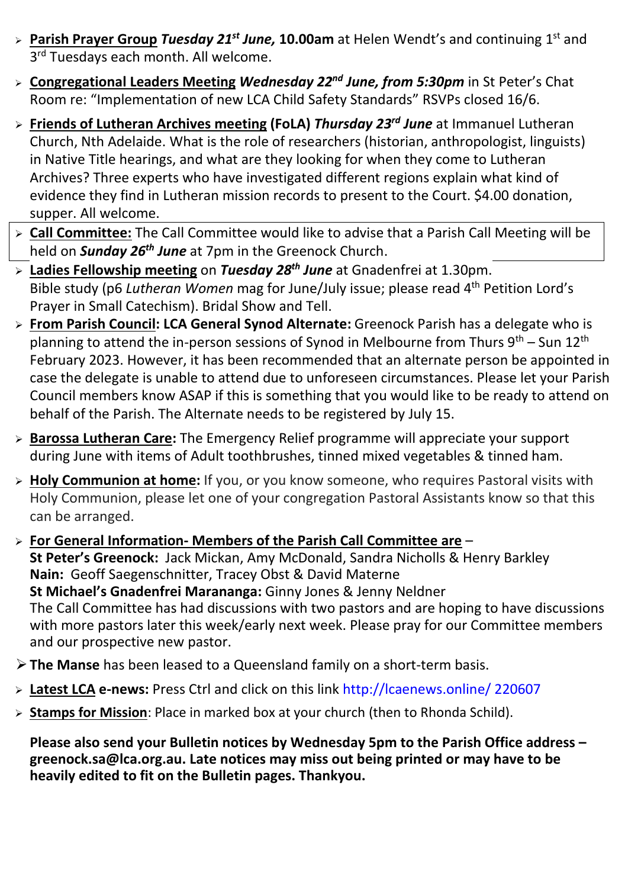- **<u>Parish Prayer Group</u>** ***Tuesday 21st June,*** **10.00am** at Helen Wendt's and continuing 1st and 3rd Tuesdays each month. All welcome.
- **<u>Congregational Leaders Meeting</u>** ***Wednesday 22nd June, from 5:30pm*** in St Peter's Chat Room re: "Implementation of new LCA Child Safety Standards" RSVPs closed 16/6.
- **<u>Friends of Lutheran Archives meeting</u> (FoLA)** ***Thursday 23rd June*** at Immanuel Lutheran Church, Nth Adelaide. What is the role of researchers (historian, anthropologist, linguists) in Native Title hearings, and what are they looking for when they come to Lutheran Archives? Three experts who have investigated different regions explain what kind of evidence they find in Lutheran mission records to present to the Court. $4.00 donation, supper. All welcome.
- **<u>Call Committee:</u>** The Call Committee would like to advise that a Parish Call Meeting will be held on ***Sunday 26th June*** at 7pm in the Greenock Church.
- **<u>Ladies Fellowship meeting</u>** on ***Tuesday 28th June*** at Gnadenfrei at 1.30pm. Bible study (p6 *Lutheran Women* mag for June/July issue; please read 4th Petition Lord's Prayer in Small Catechism). Bridal Show and Tell.
- **<u>From Parish Council</u>: LCA General Synod Alternate:** Greenock Parish has a delegate who is planning to attend the in-person sessions of Synod in Melbourne from Thurs 9th – Sun 12th February 2023. However, it has been recommended that an alternate person be appointed in case the delegate is unable to attend due to unforeseen circumstances. Please let your Parish Council members know ASAP if this is something that you would like to be ready to attend on behalf of the Parish. The Alternate needs to be registered by July 15.
- **<u>Barossa Lutheran Care</u>:** The Emergency Relief programme will appreciate your support during June with items of Adult toothbrushes, tinned mixed vegetables & tinned ham.
- **<u>Holy Communion at home</u>:** If you, or you know someone, who requires Pastoral visits with Holy Communion, please let one of your congregation Pastoral Assistants know so that this can be arranged.
- **<u>For General Information- Members of the Parish Call Committee are</u>** –
  **St Peter's Greenock:** Jack Mickan, Amy McDonald, Sandra Nicholls & Henry Barkley
  **Nain:** Geoff Saegenschnitter, Tracey Obst & David Materne
  **St Michael's Gnadenfrei Marananga:** Ginny Jones & Jenny Neldner
  The Call Committee has had discussions with two pastors and are hoping to have discussions with more pastors later this week/early next week. Please pray for our Committee members and our prospective new pastor.
- **The Manse** has been leased to a Queensland family on a short-term basis.
- **<u>Latest LCA</u> e-news:** Press Ctrl and click on this link http://lcaenews.online/ 220607
- **<u>Stamps for Mission</u>**: Place in marked box at your church (then to Rhonda Schild).

**Please also send your Bulletin notices by Wednesday 5pm to the Parish Office address – greenock.sa@lca.org.au. Late notices may miss out being printed or may have to be heavily edited to fit on the Bulletin pages. Thankyou.**